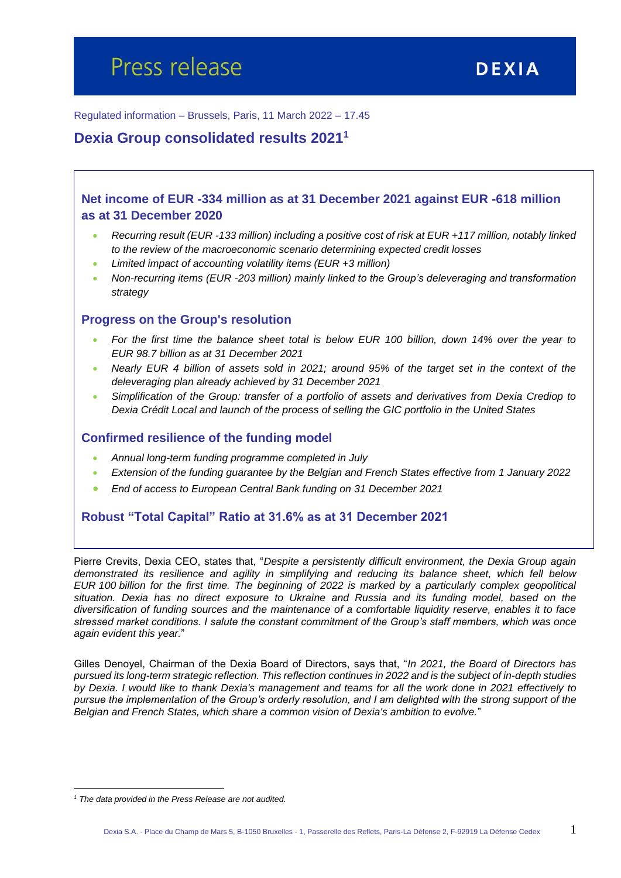Press release

DEXIA

Regulated information – Brussels, Paris, 11 March 2022 – 17.45

# Dexia Group consolidated results 2021[1]

## Net income of EUR -334 million as at 31 December 2021 against EUR -618 million as at 31 December 2020

- *Recurring result (EUR -133 million) including a positive cost of risk at EUR +117 million, notably linked to the review of the macroeconomic scenario determining expected credit losses*
- *Limited impact of accounting volatility items (EUR +3 million)*
- *Non-recurring items (EUR -203 million) mainly linked to the Group's deleveraging and transformation strategy*

## Progress on the Group's resolution

- *For the first time the balance sheet total is below EUR 100 billion, down 14% over the year to EUR 98.7 billion as at 31 December 2021*
- *Nearly EUR 4 billion of assets sold in 2021; around 95% of the target set in the context of the deleveraging plan already achieved by 31 December 2021*
- *Simplification of the Group: transfer of a portfolio of assets and derivatives from Dexia Crediop to Dexia Crédit Local and launch of the process of selling the GIC portfolio in the United States*

## Confirmed resilience of the funding model

- *Annual long-term funding programme completed in July*
- *Extension of the funding guarantee by the Belgian and French States effective from 1 January 2022*
- *End of access to European Central Bank funding on 31 December 2021*

## Robust "Total Capital" Ratio at 31.6% as at 31 December 2021

Pierre Crevits, Dexia CEO, states that, "*Despite a persistently difficult environment, the Dexia Group again demonstrated its resilience and agility in simplifying and reducing its balance sheet, which fell below EUR 100 billion for the first time. The beginning of 2022 is marked by a particularly complex geopolitical situation. Dexia has no direct exposure to Ukraine and Russia and its funding model, based on the diversification of funding sources and the maintenance of a comfortable liquidity reserve, enables it to face stressed market conditions. I salute the constant commitment of the Group's staff members, which was once again evident this year.*"

Gilles Denoyel, Chairman of the Dexia Board of Directors, says that, "*In 2021, the Board of Directors has pursued its long-term strategic reflection. This reflection continues in 2022 and is the subject of in-depth studies by Dexia. I would like to thank Dexia's management and teams for all the work done in 2021 effectively to pursue the implementation of the Group's orderly resolution, and I am delighted with the strong support of the Belgian and French States, which share a common vision of Dexia's ambition to evolve.*"

[1] *The data provided in the Press Release are not audited.*

Dexia S.A. - Place du Champ de Mars 5, B-1050 Bruxelles - 1, Passerelle des Reflets, Paris-La Défense 2, F-92919 La Défense Cedex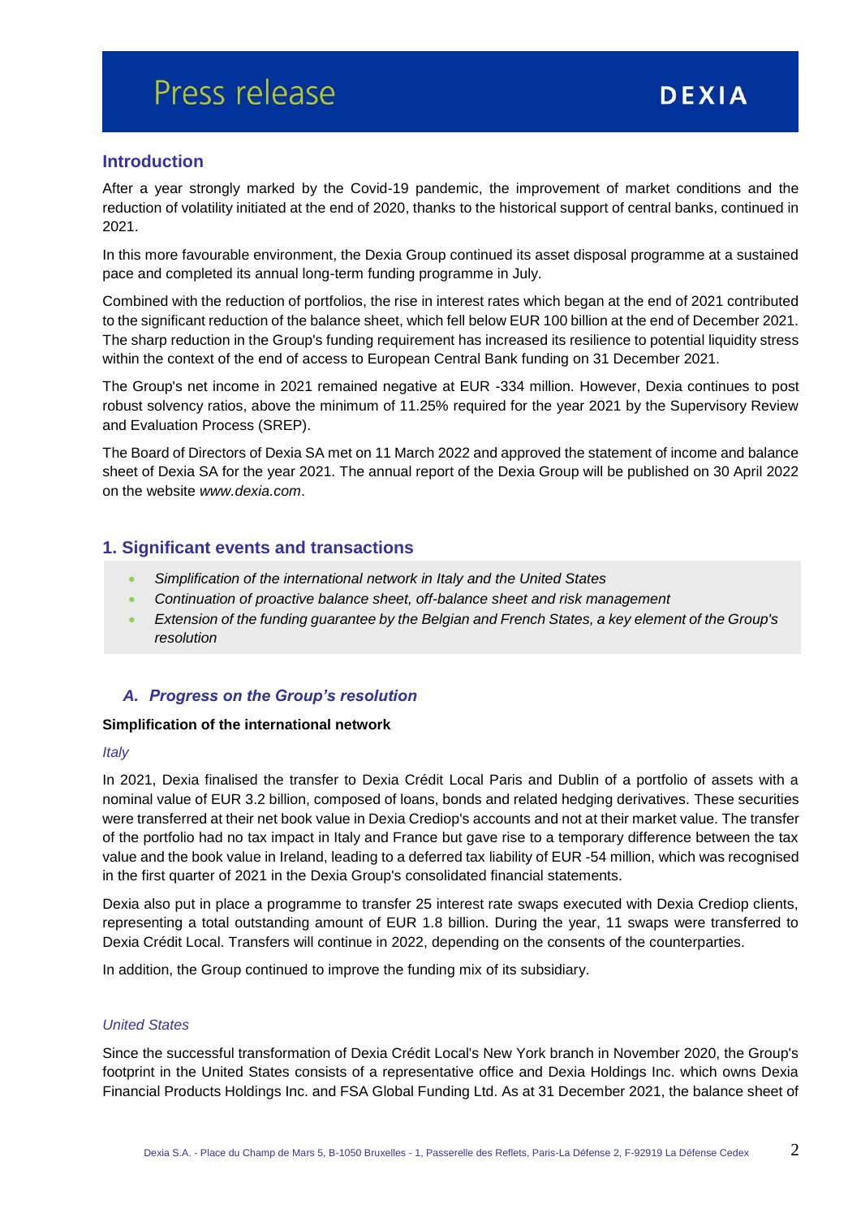## Introduction

After a year strongly marked by the Covid-19 pandemic, the improvement of market conditions and the reduction of volatility initiated at the end of 2020, thanks to the historical support of central banks, continued in 2021.

In this more favourable environment, the Dexia Group continued its asset disposal programme at a sustained pace and completed its annual long-term funding programme in July.

Combined with the reduction of portfolios, the rise in interest rates which began at the end of 2021 contributed to the significant reduction of the balance sheet, which fell below EUR 100 billion at the end of December 2021. The sharp reduction in the Group's funding requirement has increased its resilience to potential liquidity stress within the context of the end of access to European Central Bank funding on 31 December 2021.

The Group's net income in 2021 remained negative at EUR -334 million. However, Dexia continues to post robust solvency ratios, above the minimum of 11.25% required for the year 2021 by the Supervisory Review and Evaluation Process (SREP).

The Board of Directors of Dexia SA met on 11 March 2022 and approved the statement of income and balance sheet of Dexia SA for the year 2021. The annual report of the Dexia Group will be published on 30 April 2022 on the website *www.dexia.com*.

## 1. Significant events and transactions

- *Simplification of the international network in Italy and the United States*
- *Continuation of proactive balance sheet, off-balance sheet and risk management*
- *Extension of the funding guarantee by the Belgian and French States, a key element of the Group's resolution*

### *A. Progress on the Group's resolution*

**Simplification of the international network**

*Italy*

In 2021, Dexia finalised the transfer to Dexia Crédit Local Paris and Dublin of a portfolio of assets with a nominal value of EUR 3.2 billion, composed of loans, bonds and related hedging derivatives. These securities were transferred at their net book value in Dexia Crediop's accounts and not at their market value. The transfer of the portfolio had no tax impact in Italy and France but gave rise to a temporary difference between the tax value and the book value in Ireland, leading to a deferred tax liability of EUR -54 million, which was recognised in the first quarter of 2021 in the Dexia Group's consolidated financial statements.

Dexia also put in place a programme to transfer 25 interest rate swaps executed with Dexia Crediop clients, representing a total outstanding amount of EUR 1.8 billion. During the year, 11 swaps were transferred to Dexia Crédit Local. Transfers will continue in 2022, depending on the consents of the counterparties.

In addition, the Group continued to improve the funding mix of its subsidiary.

*United States*

Since the successful transformation of Dexia Crédit Local's New York branch in November 2020, the Group's footprint in the United States consists of a representative office and Dexia Holdings Inc. which owns Dexia Financial Products Holdings Inc. and FSA Global Funding Ltd. As at 31 December 2021, the balance sheet of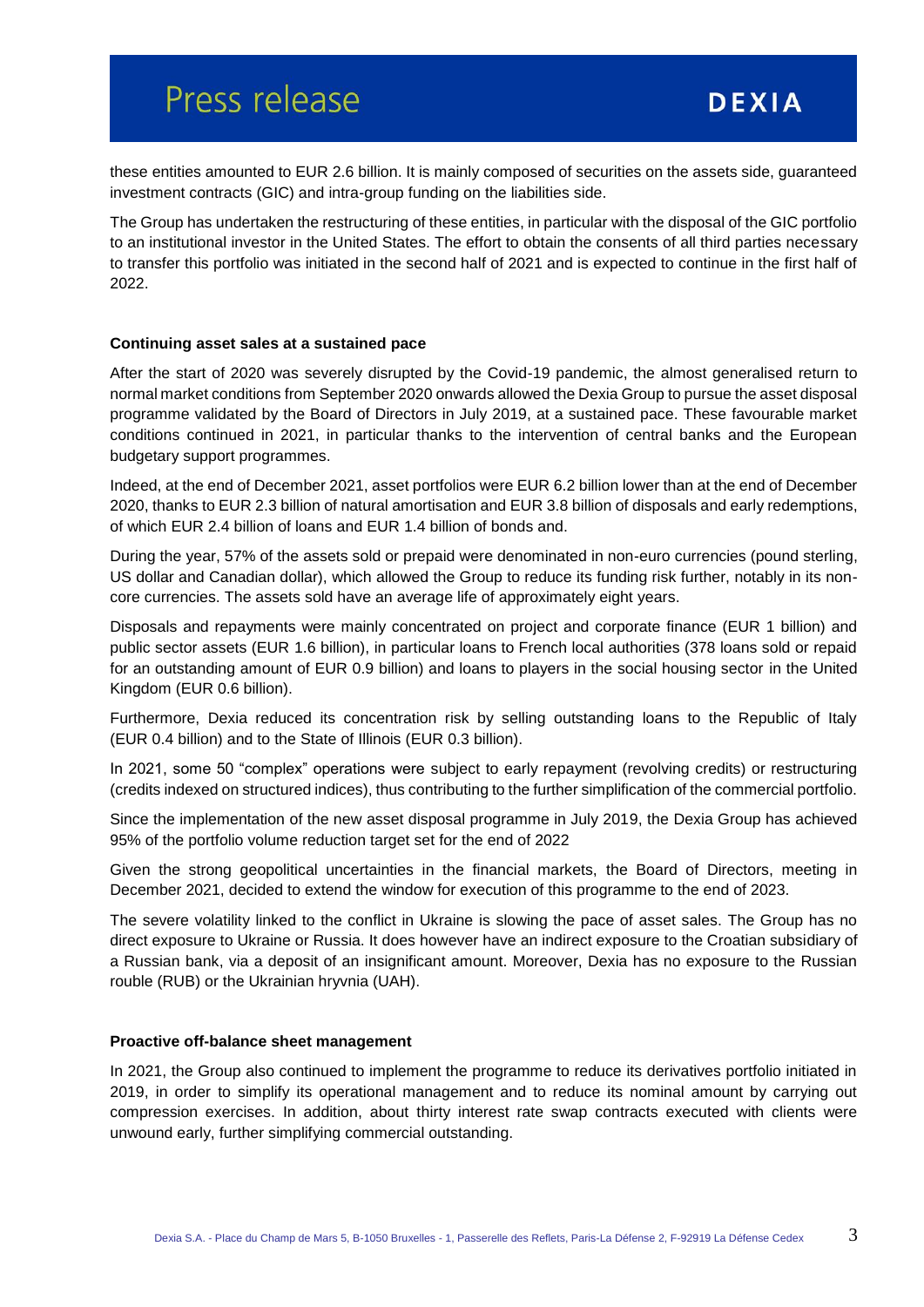these entities amounted to EUR 2.6 billion. It is mainly composed of securities on the assets side, guaranteed investment contracts (GIC) and intra-group funding on the liabilities side.

The Group has undertaken the restructuring of these entities, in particular with the disposal of the GIC portfolio to an institutional investor in the United States. The effort to obtain the consents of all third parties necessary to transfer this portfolio was initiated in the second half of 2021 and is expected to continue in the first half of 2022.

**Continuing asset sales at a sustained pace**

After the start of 2020 was severely disrupted by the Covid-19 pandemic, the almost generalised return to normal market conditions from September 2020 onwards allowed the Dexia Group to pursue the asset disposal programme validated by the Board of Directors in July 2019, at a sustained pace. These favourable market conditions continued in 2021, in particular thanks to the intervention of central banks and the European budgetary support programmes.

Indeed, at the end of December 2021, asset portfolios were EUR 6.2 billion lower than at the end of December 2020, thanks to EUR 2.3 billion of natural amortisation and EUR 3.8 billion of disposals and early redemptions, of which EUR 2.4 billion of loans and EUR 1.4 billion of bonds and.

During the year, 57% of the assets sold or prepaid were denominated in non-euro currencies (pound sterling, US dollar and Canadian dollar), which allowed the Group to reduce its funding risk further, notably in its non-core currencies. The assets sold have an average life of approximately eight years.

Disposals and repayments were mainly concentrated on project and corporate finance (EUR 1 billion) and public sector assets (EUR 1.6 billion), in particular loans to French local authorities (378 loans sold or repaid for an outstanding amount of EUR 0.9 billion) and loans to players in the social housing sector in the United Kingdom (EUR 0.6 billion).

Furthermore, Dexia reduced its concentration risk by selling outstanding loans to the Republic of Italy (EUR 0.4 billion) and to the State of Illinois (EUR 0.3 billion).

In 2021, some 50 "complex" operations were subject to early repayment (revolving credits) or restructuring (credits indexed on structured indices), thus contributing to the further simplification of the commercial portfolio.

Since the implementation of the new asset disposal programme in July 2019, the Dexia Group has achieved 95% of the portfolio volume reduction target set for the end of 2022

Given the strong geopolitical uncertainties in the financial markets, the Board of Directors, meeting in December 2021, decided to extend the window for execution of this programme to the end of 2023.

The severe volatility linked to the conflict in Ukraine is slowing the pace of asset sales. The Group has no direct exposure to Ukraine or Russia. It does however have an indirect exposure to the Croatian subsidiary of a Russian bank, via a deposit of an insignificant amount. Moreover, Dexia has no exposure to the Russian rouble (RUB) or the Ukrainian hryvnia (UAH).

**Proactive off-balance sheet management**

In 2021, the Group also continued to implement the programme to reduce its derivatives portfolio initiated in 2019, in order to simplify its operational management and to reduce its nominal amount by carrying out compression exercises. In addition, about thirty interest rate swap contracts executed with clients were unwound early, further simplifying commercial outstanding.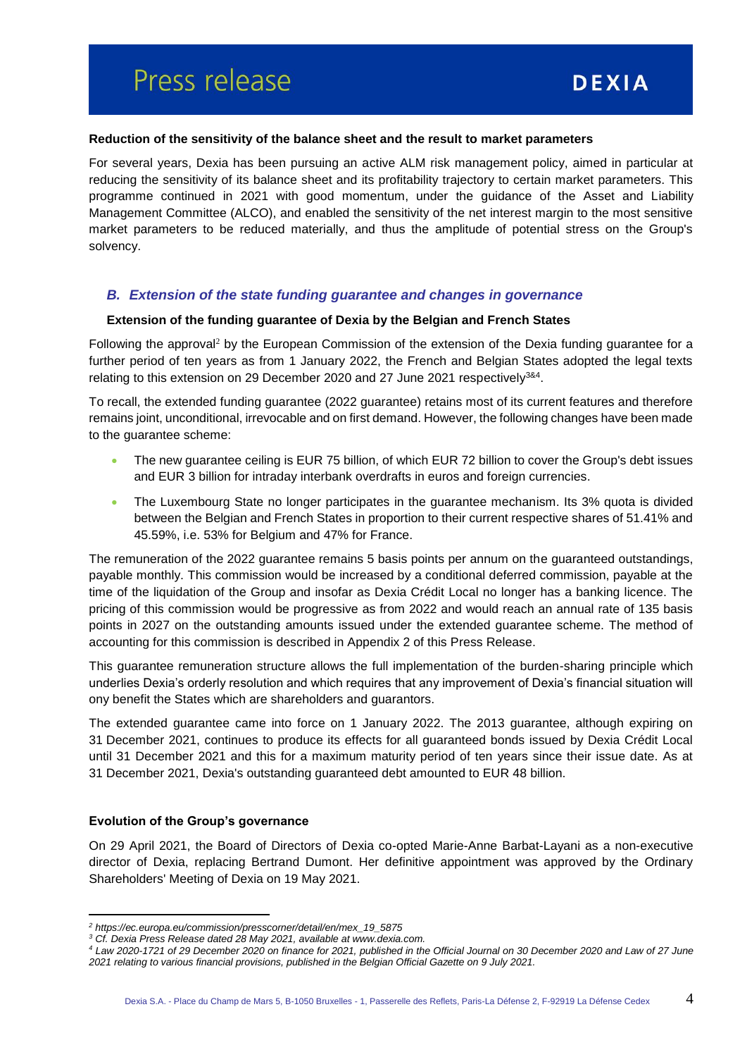**Reduction of the sensitivity of the balance sheet and the result to market parameters**

For several years, Dexia has been pursuing an active ALM risk management policy, aimed in particular at reducing the sensitivity of its balance sheet and its profitability trajectory to certain market parameters. This programme continued in 2021 with good momentum, under the guidance of the Asset and Liability Management Committee (ALCO), and enabled the sensitivity of the net interest margin to the most sensitive market parameters to be reduced materially, and thus the amplitude of potential stress on the Group's solvency.

## *B. Extension of the state funding guarantee and changes in governance*

**Extension of the funding guarantee of Dexia by the Belgian and French States**

Following the approval[2] by the European Commission of the extension of the Dexia funding guarantee for a further period of ten years as from 1 January 2022, the French and Belgian States adopted the legal texts relating to this extension on 29 December 2020 and 27 June 2021 respectively[3&4].

To recall, the extended funding guarantee (2022 guarantee) retains most of its current features and therefore remains joint, unconditional, irrevocable and on first demand. However, the following changes have been made to the guarantee scheme:

- The new guarantee ceiling is EUR 75 billion, of which EUR 72 billion to cover the Group's debt issues and EUR 3 billion for intraday interbank overdrafts in euros and foreign currencies.
- The Luxembourg State no longer participates in the guarantee mechanism. Its 3% quota is divided between the Belgian and French States in proportion to their current respective shares of 51.41% and 45.59%, i.e. 53% for Belgium and 47% for France.

The remuneration of the 2022 guarantee remains 5 basis points per annum on the guaranteed outstandings, payable monthly. This commission would be increased by a conditional deferred commission, payable at the time of the liquidation of the Group and insofar as Dexia Crédit Local no longer has a banking licence. The pricing of this commission would be progressive as from 2022 and would reach an annual rate of 135 basis points in 2027 on the outstanding amounts issued under the extended guarantee scheme. The method of accounting for this commission is described in Appendix 2 of this Press Release.

This guarantee remuneration structure allows the full implementation of the burden-sharing principle which underlies Dexia's orderly resolution and which requires that any improvement of Dexia's financial situation will ony benefit the States which are shareholders and guarantors.

The extended guarantee came into force on 1 January 2022. The 2013 guarantee, although expiring on 31 December 2021, continues to produce its effects for all guaranteed bonds issued by Dexia Crédit Local until 31 December 2021 and this for a maximum maturity period of ten years since their issue date. As at 31 December 2021, Dexia's outstanding guaranteed debt amounted to EUR 48 billion.

**Evolution of the Group's governance**

On 29 April 2021, the Board of Directors of Dexia co-opted Marie-Anne Barbat-Layani as a non-executive director of Dexia, replacing Bertrand Dumont. Her definitive appointment was approved by the Ordinary Shareholders' Meeting of Dexia on 19 May 2021.

---

*[2] https://ec.europa.eu/commission/presscorner/detail/en/mex_19_5875*

*[3] Cf. Dexia Press Release dated 28 May 2021, available at www.dexia.com.*

*[4] Law 2020-1721 of 29 December 2020 on finance for 2021, published in the Official Journal on 30 December 2020 and Law of 27 June 2021 relating to various financial provisions, published in the Belgian Official Gazette on 9 July 2021.*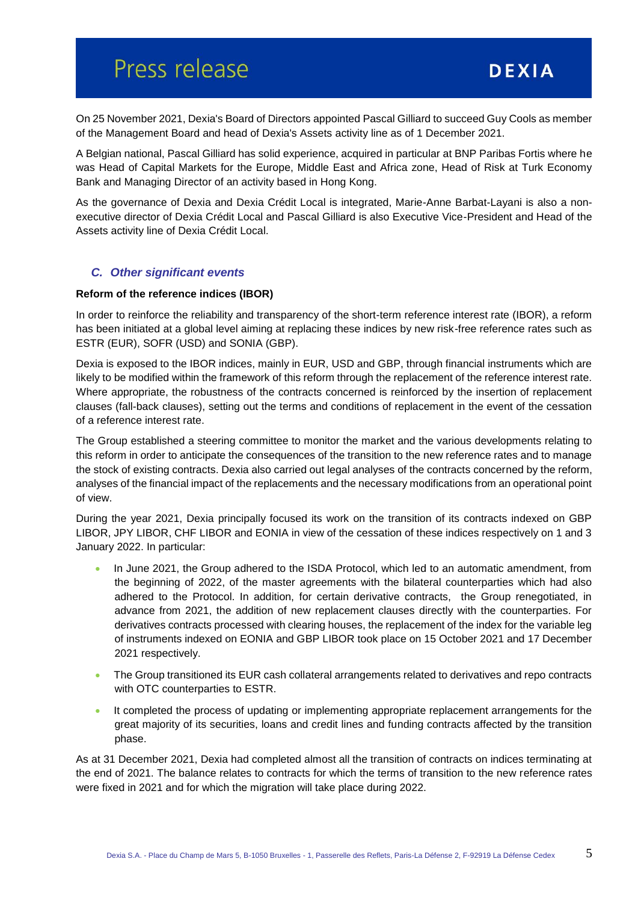On 25 November 2021, Dexia's Board of Directors appointed Pascal Gilliard to succeed Guy Cools as member of the Management Board and head of Dexia's Assets activity line as of 1 December 2021.

A Belgian national, Pascal Gilliard has solid experience, acquired in particular at BNP Paribas Fortis where he was Head of Capital Markets for the Europe, Middle East and Africa zone, Head of Risk at Turk Economy Bank and Managing Director of an activity based in Hong Kong.

As the governance of Dexia and Dexia Crédit Local is integrated, Marie-Anne Barbat-Layani is also a non-executive director of Dexia Crédit Local and Pascal Gilliard is also Executive Vice-President and Head of the Assets activity line of Dexia Crédit Local.

### *C. Other significant events*

**Reform of the reference indices (IBOR)**

In order to reinforce the reliability and transparency of the short-term reference interest rate (IBOR), a reform has been initiated at a global level aiming at replacing these indices by new risk-free reference rates such as ESTR (EUR), SOFR (USD) and SONIA (GBP).

Dexia is exposed to the IBOR indices, mainly in EUR, USD and GBP, through financial instruments which are likely to be modified within the framework of this reform through the replacement of the reference interest rate. Where appropriate, the robustness of the contracts concerned is reinforced by the insertion of replacement clauses (fall-back clauses), setting out the terms and conditions of replacement in the event of the cessation of a reference interest rate.

The Group established a steering committee to monitor the market and the various developments relating to this reform in order to anticipate the consequences of the transition to the new reference rates and to manage the stock of existing contracts. Dexia also carried out legal analyses of the contracts concerned by the reform, analyses of the financial impact of the replacements and the necessary modifications from an operational point of view.

During the year 2021, Dexia principally focused its work on the transition of its contracts indexed on GBP LIBOR, JPY LIBOR, CHF LIBOR and EONIA in view of the cessation of these indices respectively on 1 and 3 January 2022. In particular:

- In June 2021, the Group adhered to the ISDA Protocol, which led to an automatic amendment, from the beginning of 2022, of the master agreements with the bilateral counterparties which had also adhered to the Protocol. In addition, for certain derivative contracts, the Group renegotiated, in advance from 2021, the addition of new replacement clauses directly with the counterparties. For derivatives contracts processed with clearing houses, the replacement of the index for the variable leg of instruments indexed on EONIA and GBP LIBOR took place on 15 October 2021 and 17 December 2021 respectively.
- The Group transitioned its EUR cash collateral arrangements related to derivatives and repo contracts with OTC counterparties to ESTR.
- It completed the process of updating or implementing appropriate replacement arrangements for the great majority of its securities, loans and credit lines and funding contracts affected by the transition phase.

As at 31 December 2021, Dexia had completed almost all the transition of contracts on indices terminating at the end of 2021. The balance relates to contracts for which the terms of transition to the new reference rates were fixed in 2021 and for which the migration will take place during 2022.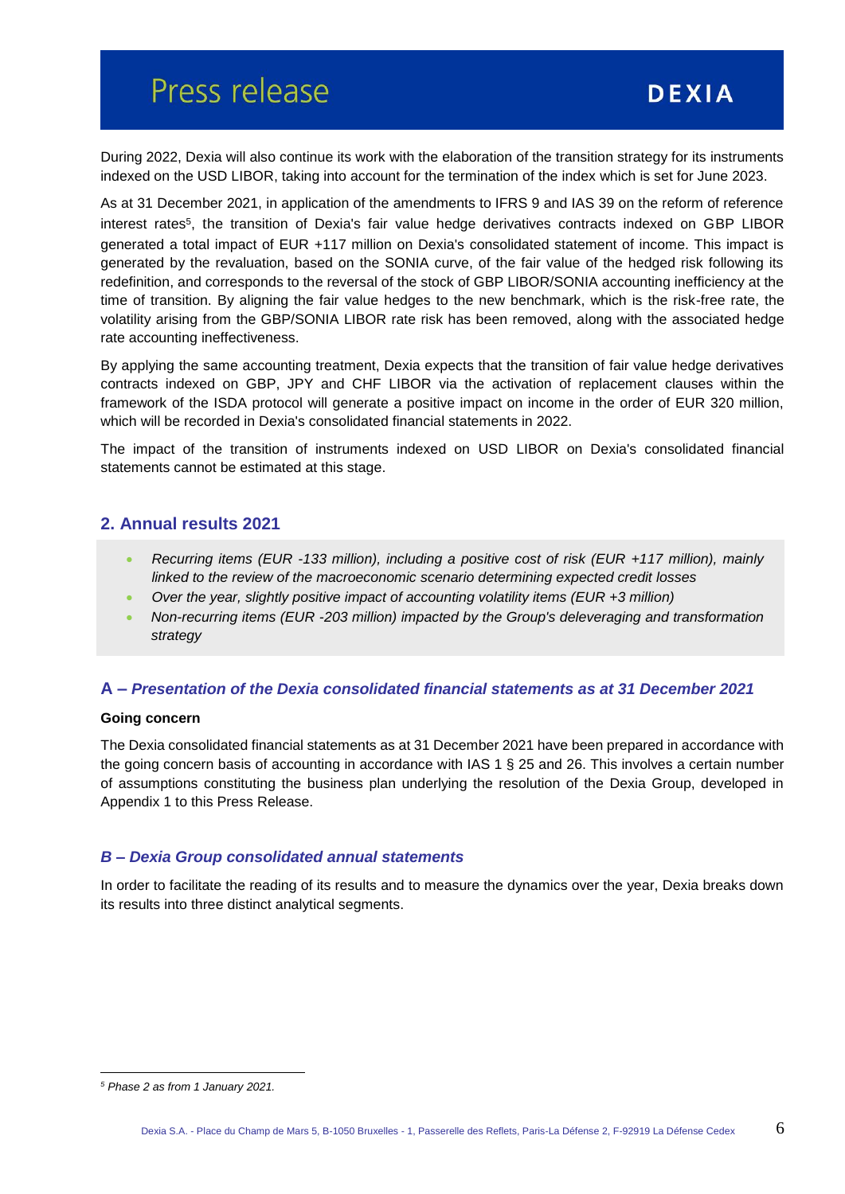During 2022, Dexia will also continue its work with the elaboration of the transition strategy for its instruments indexed on the USD LIBOR, taking into account for the termination of the index which is set for June 2023.

As at 31 December 2021, in application of the amendments to IFRS 9 and IAS 39 on the reform of reference interest rates[5], the transition of Dexia's fair value hedge derivatives contracts indexed on GBP LIBOR generated a total impact of EUR +117 million on Dexia's consolidated statement of income. This impact is generated by the revaluation, based on the SONIA curve, of the fair value of the hedged risk following its redefinition, and corresponds to the reversal of the stock of GBP LIBOR/SONIA accounting inefficiency at the time of transition. By aligning the fair value hedges to the new benchmark, which is the risk-free rate, the volatility arising from the GBP/SONIA LIBOR rate risk has been removed, along with the associated hedge rate accounting ineffectiveness.

By applying the same accounting treatment, Dexia expects that the transition of fair value hedge derivatives contracts indexed on GBP, JPY and CHF LIBOR via the activation of replacement clauses within the framework of the ISDA protocol will generate a positive impact on income in the order of EUR 320 million, which will be recorded in Dexia's consolidated financial statements in 2022.

The impact of the transition of instruments indexed on USD LIBOR on Dexia's consolidated financial statements cannot be estimated at this stage.

## 2. Annual results 2021

- *Recurring items (EUR -133 million), including a positive cost of risk (EUR +117 million), mainly linked to the review of the macroeconomic scenario determining expected credit losses*
- *Over the year, slightly positive impact of accounting volatility items (EUR +3 million)*
- *Non-recurring items (EUR -203 million) impacted by the Group's deleveraging and transformation strategy*

### A – *Presentation of the Dexia consolidated financial statements as at 31 December 2021*

**Going concern**

The Dexia consolidated financial statements as at 31 December 2021 have been prepared in accordance with the going concern basis of accounting in accordance with IAS 1 § 25 and 26. This involves a certain number of assumptions constituting the business plan underlying the resolution of the Dexia Group, developed in Appendix 1 to this Press Release.

### *B – Dexia Group consolidated annual statements*

In order to facilitate the reading of its results and to measure the dynamics over the year, Dexia breaks down its results into three distinct analytical segments.

---

[5] *Phase 2 as from 1 January 2021.*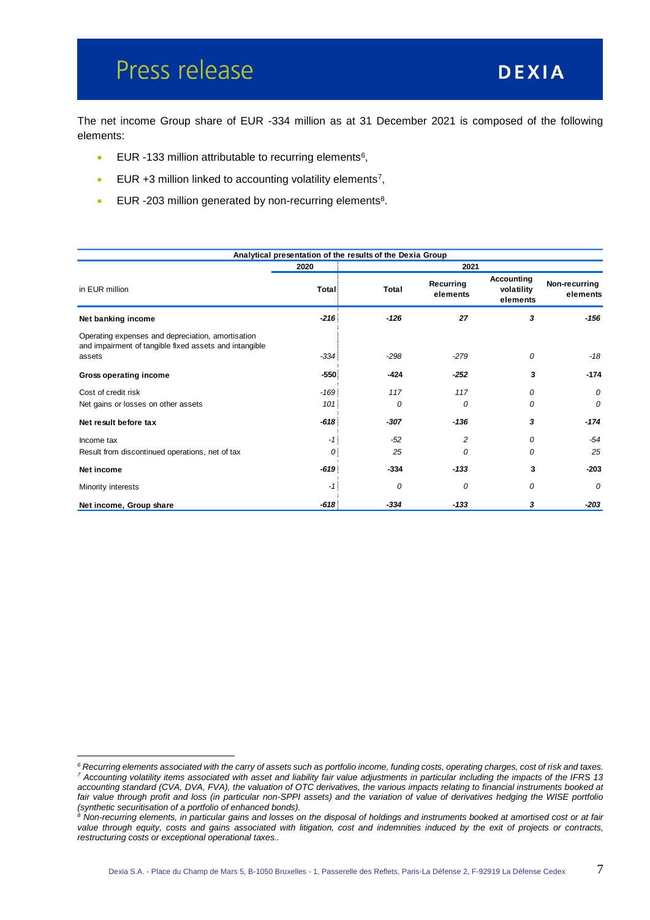The net income Group share of EUR -334 million as at 31 December 2021 is composed of the following elements:

- EUR -133 million attributable to recurring elements[6],
- EUR +3 million linked to accounting volatility elements[7],
- EUR -203 million generated by non-recurring elements[8].

| Analytical presentation of the results of the Dexia Group | | | | | |
|---|---|---|---|---|---|
| | 2020 | 2021 | | | |
| in EUR million | Total | Total | Recurring elements | Accounting volatility elements | Non-recurring elements |
| **Net banking income** | **-216** | **-126** | **27** | **3** | **-156** |
| Operating expenses and depreciation, amortisation and impairment of tangible fixed assets and intangible assets | -334 | -298 | -279 | 0 | -18 |
| **Gross operating income** | **-550** | **-424** | **-252** | **3** | **-174** |
| Cost of credit risk | -169 | 117 | 117 | 0 | 0 |
| Net gains or losses on other assets | 101 | 0 | 0 | 0 | 0 |
| **Net result before tax** | **-618** | **-307** | **-136** | **3** | **-174** |
| Income tax | -1 | -52 | 2 | 0 | -54 |
| Result from discontinued operations, net of tax | 0 | 25 | 0 | 0 | 25 |
| **Net income** | **-619** | **-334** | **-133** | **3** | **-203** |
| Minority interests | -1 | 0 | 0 | 0 | 0 |
| **Net income, Group share** | **-618** | **-334** | **-133** | **3** | **-203** |

*[6] Recurring elements associated with the carry of assets such as portfolio income, funding costs, operating charges, cost of risk and taxes.*
*[7] Accounting volatility items associated with asset and liability fair value adjustments in particular including the impacts of the IFRS 13 accounting standard (CVA, DVA, FVA), the valuation of OTC derivatives, the various impacts relating to financial instruments booked at fair value through profit and loss (in particular non-SPPI assets) and the variation of value of derivatives hedging the WISE portfolio (synthetic securitisation of a portfolio of enhanced bonds).*
*[8] Non-recurring elements, in particular gains and losses on the disposal of holdings and instruments booked at amortised cost or at fair value through equity, costs and gains associated with litigation, cost and indemnities induced by the exit of projects or contracts, restructuring costs or exceptional operational taxes..*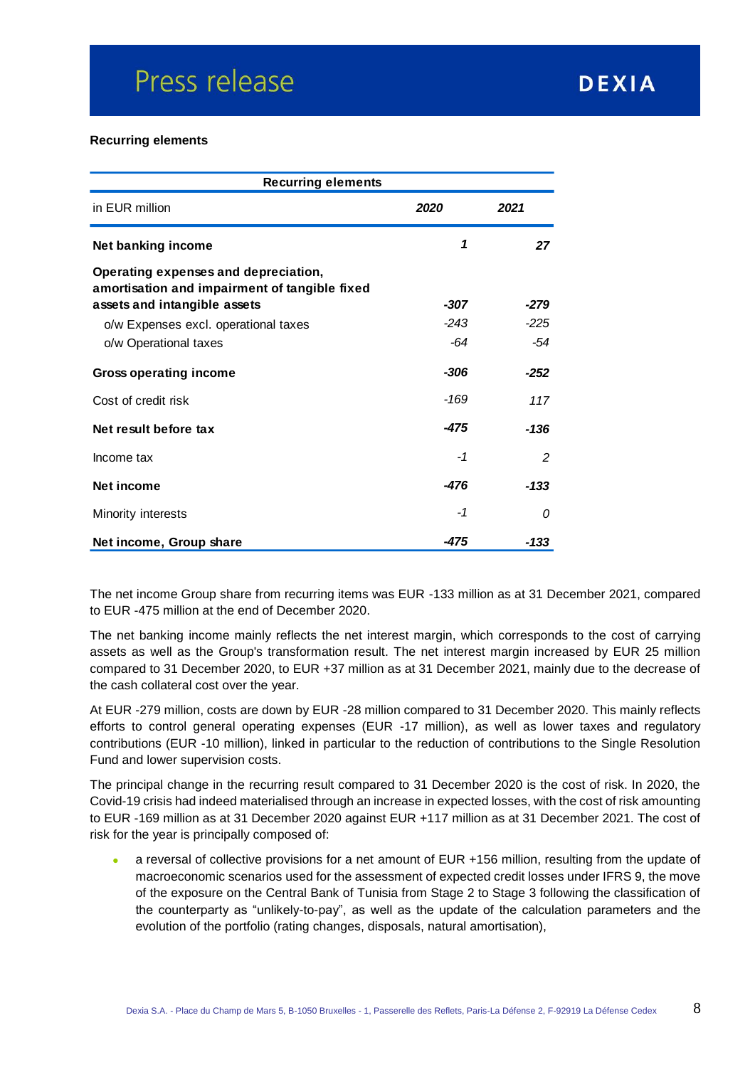**Recurring elements**

| Recurring elements | | |
|---|---|---|
| in EUR million | ***2020*** | ***2021*** |
| **Net banking income** | ***1*** | ***27*** |
| **Operating expenses and depreciation, amortisation and impairment of tangible fixed assets and intangible assets** | ***-307*** | ***-279*** |
| o/w Expenses excl. operational taxes | *-243* | *-225* |
| o/w Operational taxes | *-64* | *-54* |
| **Gross operating income** | ***-306*** | ***-252*** |
| Cost of credit risk | *-169* | *117* |
| **Net result before tax** | ***-475*** | ***-136*** |
| Income tax | *-1* | *2* |
| **Net income** | ***-476*** | ***-133*** |
| Minority interests | *-1* | *0* |
| **Net income, Group share** | ***-475*** | ***-133*** |

The net income Group share from recurring items was EUR -133 million as at 31 December 2021, compared to EUR -475 million at the end of December 2020.

The net banking income mainly reflects the net interest margin, which corresponds to the cost of carrying assets as well as the Group's transformation result. The net interest margin increased by EUR 25 million compared to 31 December 2020, to EUR +37 million as at 31 December 2021, mainly due to the decrease of the cash collateral cost over the year.

At EUR -279 million, costs are down by EUR -28 million compared to 31 December 2020. This mainly reflects efforts to control general operating expenses (EUR -17 million), as well as lower taxes and regulatory contributions (EUR -10 million), linked in particular to the reduction of contributions to the Single Resolution Fund and lower supervision costs.

The principal change in the recurring result compared to 31 December 2020 is the cost of risk. In 2020, the Covid-19 crisis had indeed materialised through an increase in expected losses, with the cost of risk amounting to EUR -169 million as at 31 December 2020 against EUR +117 million as at 31 December 2021. The cost of risk for the year is principally composed of:

- a reversal of collective provisions for a net amount of EUR +156 million, resulting from the update of macroeconomic scenarios used for the assessment of expected credit losses under IFRS 9, the move of the exposure on the Central Bank of Tunisia from Stage 2 to Stage 3 following the classification of the counterparty as "unlikely-to-pay", as well as the update of the calculation parameters and the evolution of the portfolio (rating changes, disposals, natural amortisation),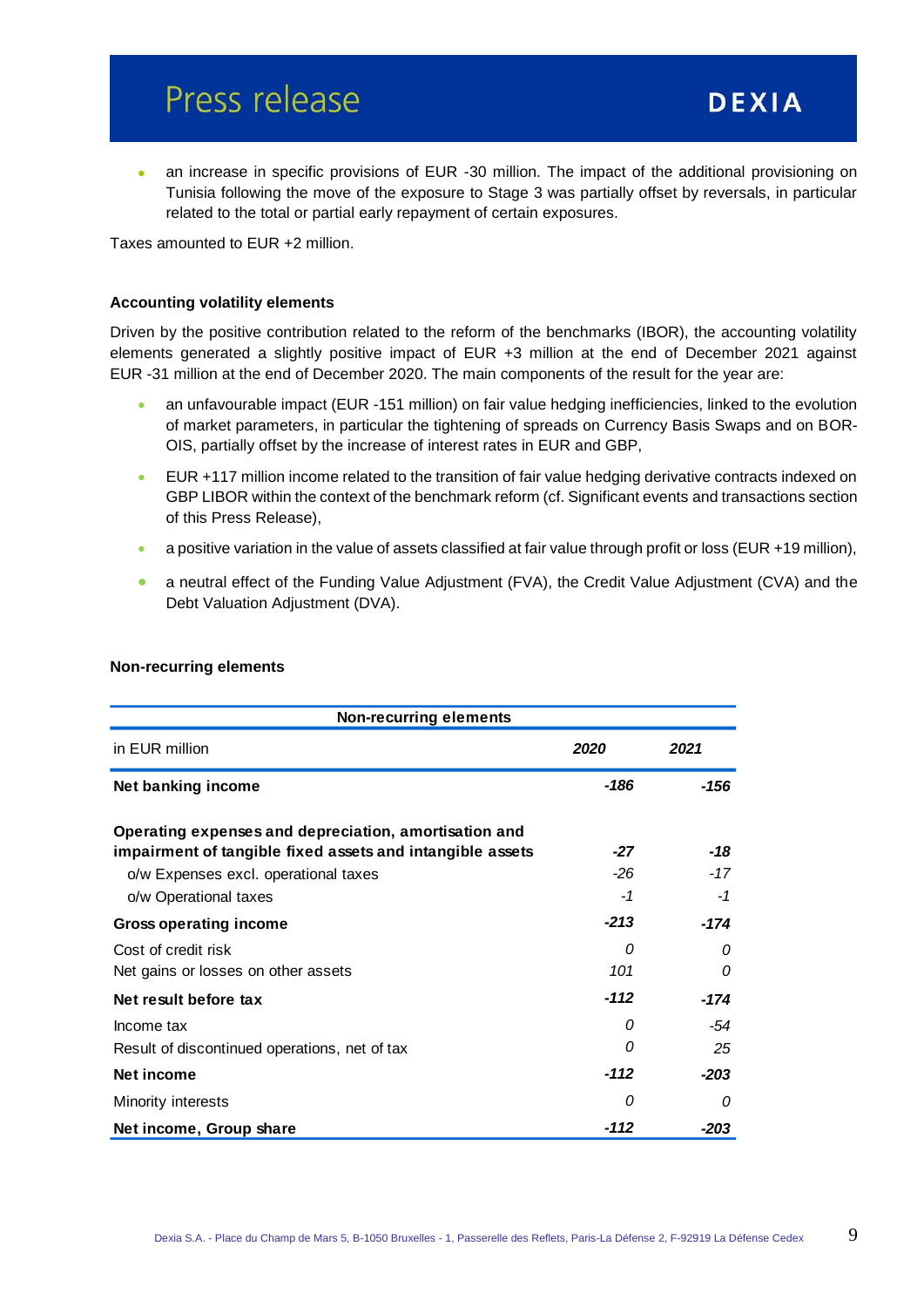- an increase in specific provisions of EUR -30 million. The impact of the additional provisioning on Tunisia following the move of the exposure to Stage 3 was partially offset by reversals, in particular related to the total or partial early repayment of certain exposures.

Taxes amounted to EUR +2 million.

**Accounting volatility elements**

Driven by the positive contribution related to the reform of the benchmarks (IBOR), the accounting volatility elements generated a slightly positive impact of EUR +3 million at the end of December 2021 against EUR -31 million at the end of December 2020. The main components of the result for the year are:

- an unfavourable impact (EUR -151 million) on fair value hedging inefficiencies, linked to the evolution of market parameters, in particular the tightening of spreads on Currency Basis Swaps and on BOR-OIS, partially offset by the increase of interest rates in EUR and GBP,
- EUR +117 million income related to the transition of fair value hedging derivative contracts indexed on GBP LIBOR within the context of the benchmark reform (cf. Significant events and transactions section of this Press Release),
- a positive variation in the value of assets classified at fair value through profit or loss (EUR +19 million),
- a neutral effect of the Funding Value Adjustment (FVA), the Credit Value Adjustment (CVA) and the Debt Valuation Adjustment (DVA).

**Non-recurring elements**

| Non-recurring elements | | |
|---|---|---|
| in EUR million | *2020* | *2021* |
| **Net banking income** | ***-186*** | ***-156*** |
| **Operating expenses and depreciation, amortisation and impairment of tangible fixed assets and intangible assets** | ***-27*** | ***-18*** |
| o/w Expenses excl. operational taxes | *-26* | *-17* |
| o/w Operational taxes | *-1* | *-1* |
| **Gross operating income** | ***-213*** | ***-174*** |
| Cost of credit risk | *0* | *0* |
| Net gains or losses on other assets | *101* | *0* |
| **Net result before tax** | ***-112*** | ***-174*** |
| Income tax | *0* | *-54* |
| Result of discontinued operations, net of tax | *0* | *25* |
| **Net income** | ***-112*** | ***-203*** |
| Minority interests | *0* | *0* |
| **Net income, Group share** | ***-112*** | ***-203*** |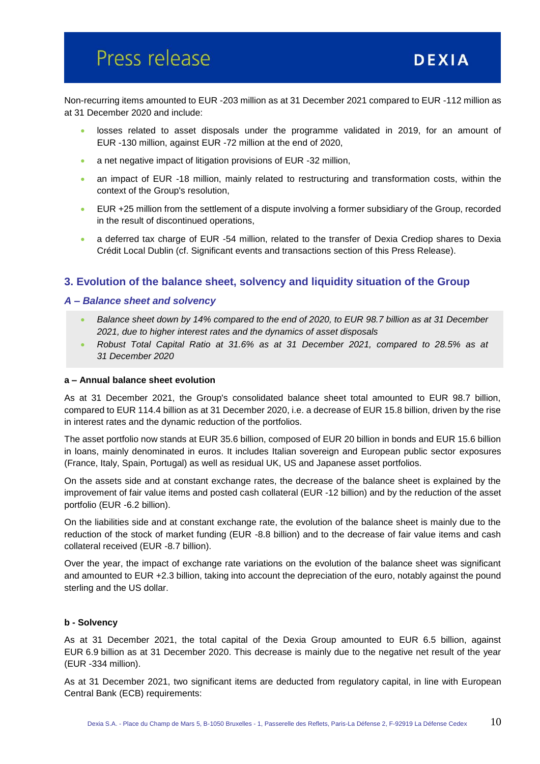Non-recurring items amounted to EUR -203 million as at 31 December 2021 compared to EUR -112 million as at 31 December 2020 and include:

- losses related to asset disposals under the programme validated in 2019, for an amount of EUR -130 million, against EUR -72 million at the end of 2020,
- a net negative impact of litigation provisions of EUR -32 million,
- an impact of EUR -18 million, mainly related to restructuring and transformation costs, within the context of the Group's resolution,
- EUR +25 million from the settlement of a dispute involving a former subsidiary of the Group, recorded in the result of discontinued operations,
- a deferred tax charge of EUR -54 million, related to the transfer of Dexia Crediop shares to Dexia Crédit Local Dublin (cf. Significant events and transactions section of this Press Release).

## 3. Evolution of the balance sheet, solvency and liquidity situation of the Group

### *A – Balance sheet and solvency*

- *Balance sheet down by 14% compared to the end of 2020, to EUR 98.7 billion as at 31 December 2021, due to higher interest rates and the dynamics of asset disposals*
- *Robust Total Capital Ratio at 31.6% as at 31 December 2021, compared to 28.5% as at 31 December 2020*

**a – Annual balance sheet evolution**

As at 31 December 2021, the Group's consolidated balance sheet total amounted to EUR 98.7 billion, compared to EUR 114.4 billion as at 31 December 2020, i.e. a decrease of EUR 15.8 billion, driven by the rise in interest rates and the dynamic reduction of the portfolios.

The asset portfolio now stands at EUR 35.6 billion, composed of EUR 20 billion in bonds and EUR 15.6 billion in loans, mainly denominated in euros. It includes Italian sovereign and European public sector exposures (France, Italy, Spain, Portugal) as well as residual UK, US and Japanese asset portfolios.

On the assets side and at constant exchange rates, the decrease of the balance sheet is explained by the improvement of fair value items and posted cash collateral (EUR -12 billion) and by the reduction of the asset portfolio (EUR -6.2 billion).

On the liabilities side and at constant exchange rate, the evolution of the balance sheet is mainly due to the reduction of the stock of market funding (EUR -8.8 billion) and to the decrease of fair value items and cash collateral received (EUR -8.7 billion).

Over the year, the impact of exchange rate variations on the evolution of the balance sheet was significant and amounted to EUR +2.3 billion, taking into account the depreciation of the euro, notably against the pound sterling and the US dollar.

**b - Solvency**

As at 31 December 2021, the total capital of the Dexia Group amounted to EUR 6.5 billion, against EUR 6.9 billion as at 31 December 2020. This decrease is mainly due to the negative net result of the year (EUR -334 million).

As at 31 December 2021, two significant items are deducted from regulatory capital, in line with European Central Bank (ECB) requirements: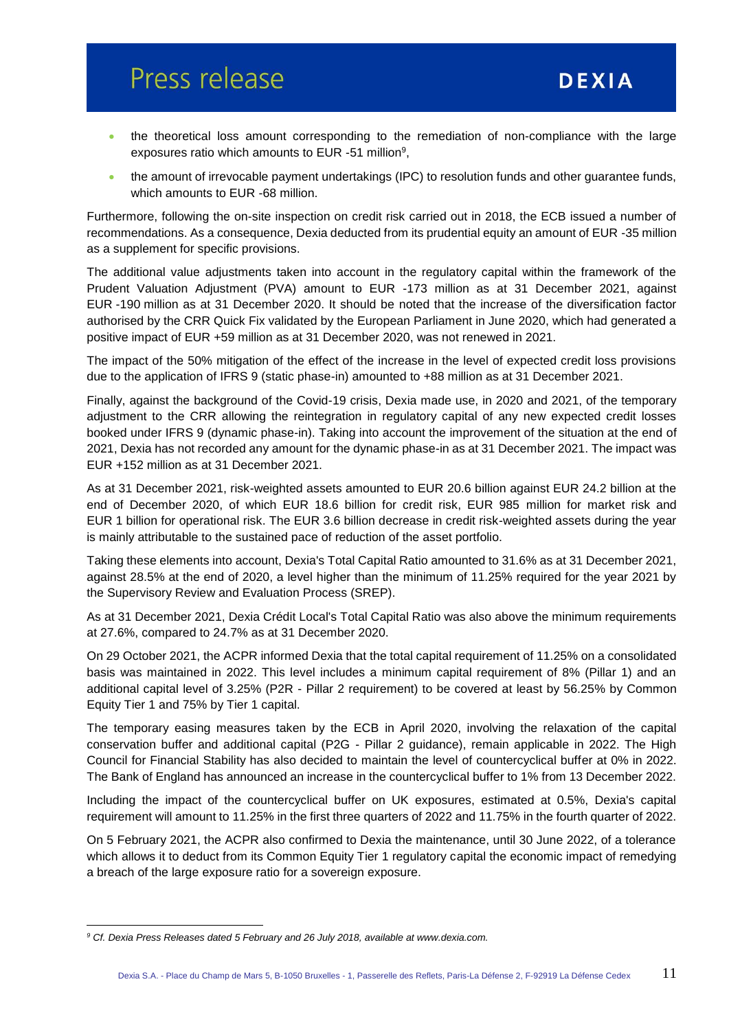- the theoretical loss amount corresponding to the remediation of non-compliance with the large exposures ratio which amounts to EUR -51 million[9],
- the amount of irrevocable payment undertakings (IPC) to resolution funds and other guarantee funds, which amounts to EUR -68 million.

Furthermore, following the on-site inspection on credit risk carried out in 2018, the ECB issued a number of recommendations. As a consequence, Dexia deducted from its prudential equity an amount of EUR -35 million as a supplement for specific provisions.

The additional value adjustments taken into account in the regulatory capital within the framework of the Prudent Valuation Adjustment (PVA) amount to EUR -173 million as at 31 December 2021, against EUR -190 million as at 31 December 2020. It should be noted that the increase of the diversification factor authorised by the CRR Quick Fix validated by the European Parliament in June 2020, which had generated a positive impact of EUR +59 million as at 31 December 2020, was not renewed in 2021.

The impact of the 50% mitigation of the effect of the increase in the level of expected credit loss provisions due to the application of IFRS 9 (static phase-in) amounted to +88 million as at 31 December 2021.

Finally, against the background of the Covid-19 crisis, Dexia made use, in 2020 and 2021, of the temporary adjustment to the CRR allowing the reintegration in regulatory capital of any new expected credit losses booked under IFRS 9 (dynamic phase-in). Taking into account the improvement of the situation at the end of 2021, Dexia has not recorded any amount for the dynamic phase-in as at 31 December 2021. The impact was EUR +152 million as at 31 December 2021.

As at 31 December 2021, risk-weighted assets amounted to EUR 20.6 billion against EUR 24.2 billion at the end of December 2020, of which EUR 18.6 billion for credit risk, EUR 985 million for market risk and EUR 1 billion for operational risk. The EUR 3.6 billion decrease in credit risk-weighted assets during the year is mainly attributable to the sustained pace of reduction of the asset portfolio.

Taking these elements into account, Dexia's Total Capital Ratio amounted to 31.6% as at 31 December 2021, against 28.5% at the end of 2020, a level higher than the minimum of 11.25% required for the year 2021 by the Supervisory Review and Evaluation Process (SREP).

As at 31 December 2021, Dexia Crédit Local's Total Capital Ratio was also above the minimum requirements at 27.6%, compared to 24.7% as at 31 December 2020.

On 29 October 2021, the ACPR informed Dexia that the total capital requirement of 11.25% on a consolidated basis was maintained in 2022. This level includes a minimum capital requirement of 8% (Pillar 1) and an additional capital level of 3.25% (P2R - Pillar 2 requirement) to be covered at least by 56.25% by Common Equity Tier 1 and 75% by Tier 1 capital.

The temporary easing measures taken by the ECB in April 2020, involving the relaxation of the capital conservation buffer and additional capital (P2G - Pillar 2 guidance), remain applicable in 2022. The High Council for Financial Stability has also decided to maintain the level of countercyclical buffer at 0% in 2022. The Bank of England has announced an increase in the countercyclical buffer to 1% from 13 December 2022.

Including the impact of the countercyclical buffer on UK exposures, estimated at 0.5%, Dexia's capital requirement will amount to 11.25% in the first three quarters of 2022 and 11.75% in the fourth quarter of 2022.

On 5 February 2021, the ACPR also confirmed to Dexia the maintenance, until 30 June 2022, of a tolerance which allows it to deduct from its Common Equity Tier 1 regulatory capital the economic impact of remedying a breach of the large exposure ratio for a sovereign exposure.

---

[9] *Cf. Dexia Press Releases dated 5 February and 26 July 2018, available at www.dexia.com.*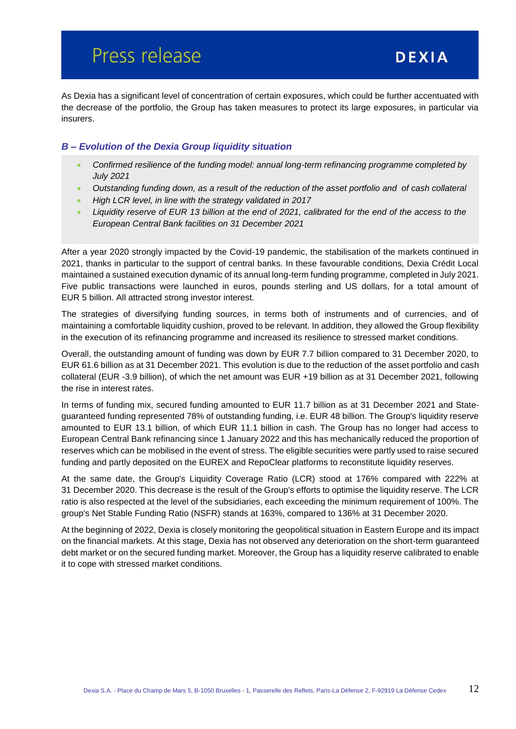As Dexia has a significant level of concentration of certain exposures, which could be further accentuated with the decrease of the portfolio, the Group has taken measures to protect its large exposures, in particular via insurers.

### *B – Evolution of the Dexia Group liquidity situation*

- *Confirmed resilience of the funding model: annual long-term refinancing programme completed by July 2021*
- *Outstanding funding down, as a result of the reduction of the asset portfolio and of cash collateral*
- *High LCR level, in line with the strategy validated in 2017*
- *Liquidity reserve of EUR 13 billion at the end of 2021, calibrated for the end of the access to the European Central Bank facilities on 31 December 2021*

After a year 2020 strongly impacted by the Covid-19 pandemic, the stabilisation of the markets continued in 2021, thanks in particular to the support of central banks. In these favourable conditions, Dexia Crédit Local maintained a sustained execution dynamic of its annual long-term funding programme, completed in July 2021. Five public transactions were launched in euros, pounds sterling and US dollars, for a total amount of EUR 5 billion. All attracted strong investor interest.

The strategies of diversifying funding sources, in terms both of instruments and of currencies, and of maintaining a comfortable liquidity cushion, proved to be relevant. In addition, they allowed the Group flexibility in the execution of its refinancing programme and increased its resilience to stressed market conditions.

Overall, the outstanding amount of funding was down by EUR 7.7 billion compared to 31 December 2020, to EUR 61.6 billion as at 31 December 2021. This evolution is due to the reduction of the asset portfolio and cash collateral (EUR -3.9 billion), of which the net amount was EUR +19 billion as at 31 December 2021, following the rise in interest rates.

In terms of funding mix, secured funding amounted to EUR 11.7 billion as at 31 December 2021 and State-guaranteed funding represented 78% of outstanding funding, i.e. EUR 48 billion. The Group's liquidity reserve amounted to EUR 13.1 billion, of which EUR 11.1 billion in cash. The Group has no longer had access to European Central Bank refinancing since 1 January 2022 and this has mechanically reduced the proportion of reserves which can be mobilised in the event of stress. The eligible securities were partly used to raise secured funding and partly deposited on the EUREX and RepoClear platforms to reconstitute liquidity reserves.

At the same date, the Group's Liquidity Coverage Ratio (LCR) stood at 176% compared with 222% at 31 December 2020. This decrease is the result of the Group's efforts to optimise the liquidity reserve. The LCR ratio is also respected at the level of the subsidiaries, each exceeding the minimum requirement of 100%. The group's Net Stable Funding Ratio (NSFR) stands at 163%, compared to 136% at 31 December 2020.

At the beginning of 2022, Dexia is closely monitoring the geopolitical situation in Eastern Europe and its impact on the financial markets. At this stage, Dexia has not observed any deterioration on the short-term guaranteed debt market or on the secured funding market. Moreover, the Group has a liquidity reserve calibrated to enable it to cope with stressed market conditions.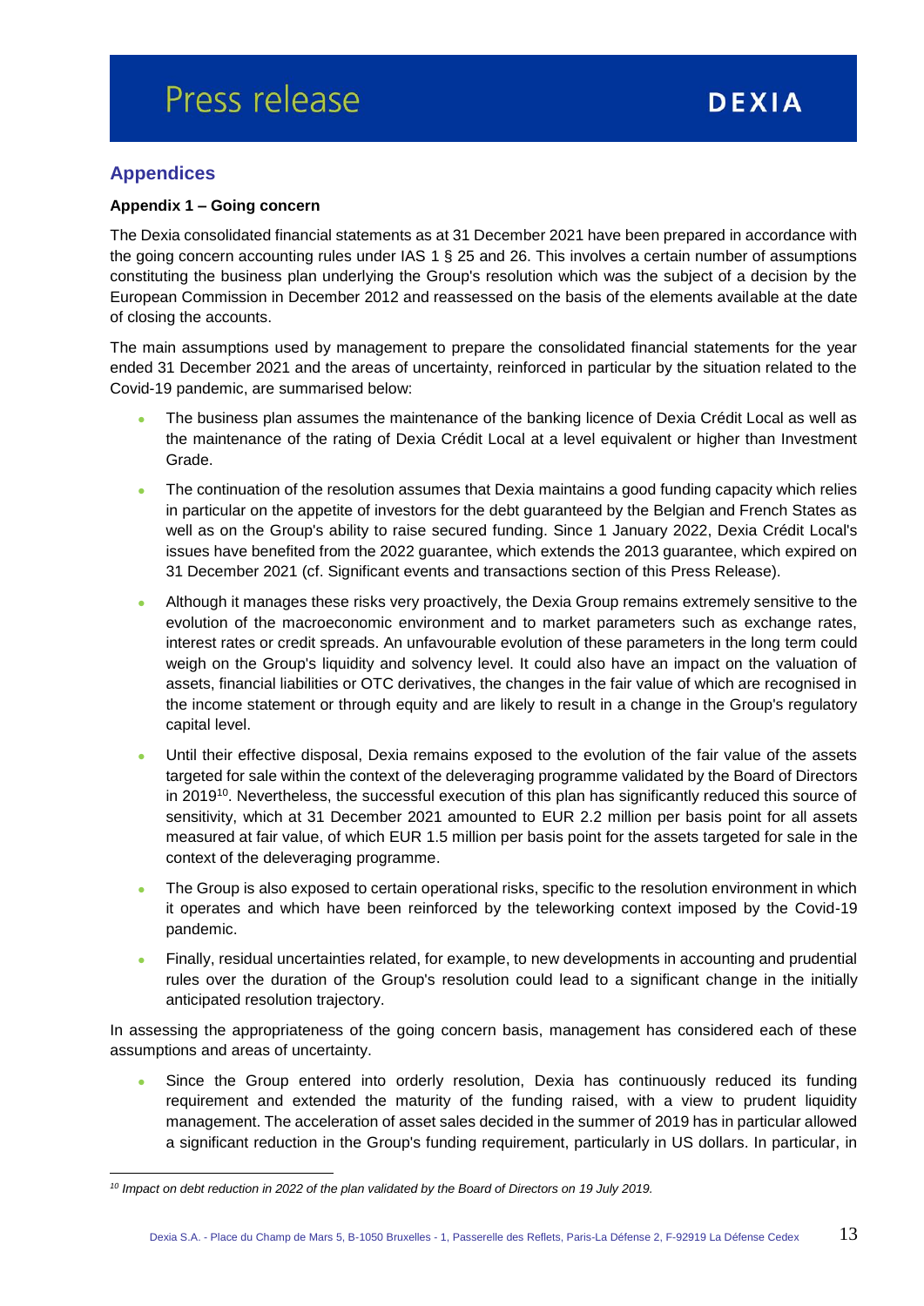## Appendices

**Appendix 1 – Going concern**

The Dexia consolidated financial statements as at 31 December 2021 have been prepared in accordance with the going concern accounting rules under IAS 1 § 25 and 26. This involves a certain number of assumptions constituting the business plan underlying the Group's resolution which was the subject of a decision by the European Commission in December 2012 and reassessed on the basis of the elements available at the date of closing the accounts.

The main assumptions used by management to prepare the consolidated financial statements for the year ended 31 December 2021 and the areas of uncertainty, reinforced in particular by the situation related to the Covid-19 pandemic, are summarised below:

- The business plan assumes the maintenance of the banking licence of Dexia Crédit Local as well as the maintenance of the rating of Dexia Crédit Local at a level equivalent or higher than Investment Grade.
- The continuation of the resolution assumes that Dexia maintains a good funding capacity which relies in particular on the appetite of investors for the debt guaranteed by the Belgian and French States as well as on the Group's ability to raise secured funding. Since 1 January 2022, Dexia Crédit Local's issues have benefited from the 2022 guarantee, which extends the 2013 guarantee, which expired on 31 December 2021 (cf. Significant events and transactions section of this Press Release).
- Although it manages these risks very proactively, the Dexia Group remains extremely sensitive to the evolution of the macroeconomic environment and to market parameters such as exchange rates, interest rates or credit spreads. An unfavourable evolution of these parameters in the long term could weigh on the Group's liquidity and solvency level. It could also have an impact on the valuation of assets, financial liabilities or OTC derivatives, the changes in the fair value of which are recognised in the income statement or through equity and are likely to result in a change in the Group's regulatory capital level.
- Until their effective disposal, Dexia remains exposed to the evolution of the fair value of the assets targeted for sale within the context of the deleveraging programme validated by the Board of Directors in 2019[10]. Nevertheless, the successful execution of this plan has significantly reduced this source of sensitivity, which at 31 December 2021 amounted to EUR 2.2 million per basis point for all assets measured at fair value, of which EUR 1.5 million per basis point for the assets targeted for sale in the context of the deleveraging programme.
- The Group is also exposed to certain operational risks, specific to the resolution environment in which it operates and which have been reinforced by the teleworking context imposed by the Covid-19 pandemic.
- Finally, residual uncertainties related, for example, to new developments in accounting and prudential rules over the duration of the Group's resolution could lead to a significant change in the initially anticipated resolution trajectory.

In assessing the appropriateness of the going concern basis, management has considered each of these assumptions and areas of uncertainty.

- Since the Group entered into orderly resolution, Dexia has continuously reduced its funding requirement and extended the maturity of the funding raised, with a view to prudent liquidity management. The acceleration of asset sales decided in the summer of 2019 has in particular allowed a significant reduction in the Group's funding requirement, particularly in US dollars. In particular, in

[10] *Impact on debt reduction in 2022 of the plan validated by the Board of Directors on 19 July 2019.*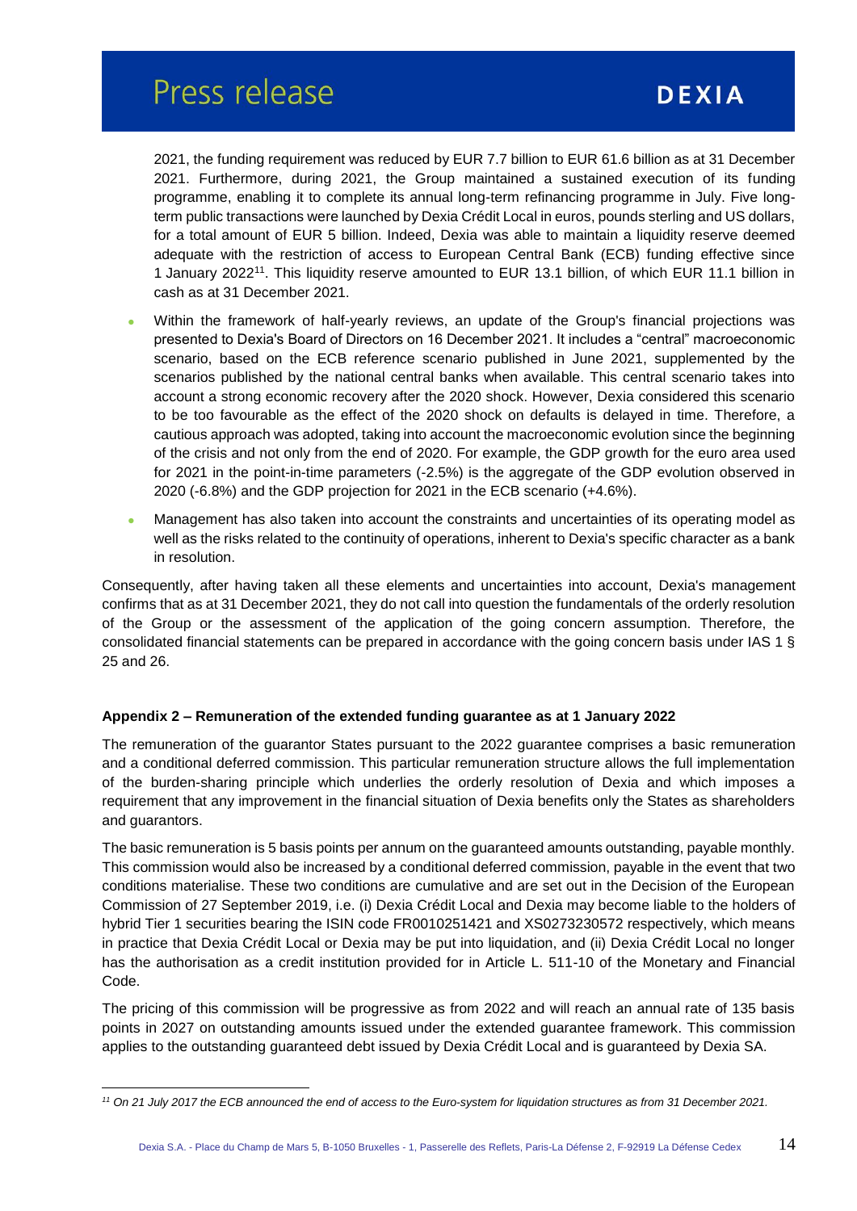2021, the funding requirement was reduced by EUR 7.7 billion to EUR 61.6 billion as at 31 December 2021. Furthermore, during 2021, the Group maintained a sustained execution of its funding programme, enabling it to complete its annual long-term refinancing programme in July. Five long-term public transactions were launched by Dexia Crédit Local in euros, pounds sterling and US dollars, for a total amount of EUR 5 billion. Indeed, Dexia was able to maintain a liquidity reserve deemed adequate with the restriction of access to European Central Bank (ECB) funding effective since 1 January 2022[11]. This liquidity reserve amounted to EUR 13.1 billion, of which EUR 11.1 billion in cash as at 31 December 2021.

- Within the framework of half-yearly reviews, an update of the Group's financial projections was presented to Dexia's Board of Directors on 16 December 2021. It includes a "central" macroeconomic scenario, based on the ECB reference scenario published in June 2021, supplemented by the scenarios published by the national central banks when available. This central scenario takes into account a strong economic recovery after the 2020 shock. However, Dexia considered this scenario to be too favourable as the effect of the 2020 shock on defaults is delayed in time. Therefore, a cautious approach was adopted, taking into account the macroeconomic evolution since the beginning of the crisis and not only from the end of 2020. For example, the GDP growth for the euro area used for 2021 in the point-in-time parameters (-2.5%) is the aggregate of the GDP evolution observed in 2020 (-6.8%) and the GDP projection for 2021 in the ECB scenario (+4.6%).
- Management has also taken into account the constraints and uncertainties of its operating model as well as the risks related to the continuity of operations, inherent to Dexia's specific character as a bank in resolution.

Consequently, after having taken all these elements and uncertainties into account, Dexia's management confirms that as at 31 December 2021, they do not call into question the fundamentals of the orderly resolution of the Group or the assessment of the application of the going concern assumption. Therefore, the consolidated financial statements can be prepared in accordance with the going concern basis under IAS 1 § 25 and 26.

**Appendix 2 – Remuneration of the extended funding guarantee as at 1 January 2022**

The remuneration of the guarantor States pursuant to the 2022 guarantee comprises a basic remuneration and a conditional deferred commission. This particular remuneration structure allows the full implementation of the burden-sharing principle which underlies the orderly resolution of Dexia and which imposes a requirement that any improvement in the financial situation of Dexia benefits only the States as shareholders and guarantors.

The basic remuneration is 5 basis points per annum on the guaranteed amounts outstanding, payable monthly. This commission would also be increased by a conditional deferred commission, payable in the event that two conditions materialise. These two conditions are cumulative and are set out in the Decision of the European Commission of 27 September 2019, i.e. (i) Dexia Crédit Local and Dexia may become liable to the holders of hybrid Tier 1 securities bearing the ISIN code FR0010251421 and XS0273230572 respectively, which means in practice that Dexia Crédit Local or Dexia may be put into liquidation, and (ii) Dexia Crédit Local no longer has the authorisation as a credit institution provided for in Article L. 511-10 of the Monetary and Financial Code.

The pricing of this commission will be progressive as from 2022 and will reach an annual rate of 135 basis points in 2027 on outstanding amounts issued under the extended guarantee framework. This commission applies to the outstanding guaranteed debt issued by Dexia Crédit Local and is guaranteed by Dexia SA.

---

[11] *On 21 July 2017 the ECB announced the end of access to the Euro-system for liquidation structures as from 31 December 2021.*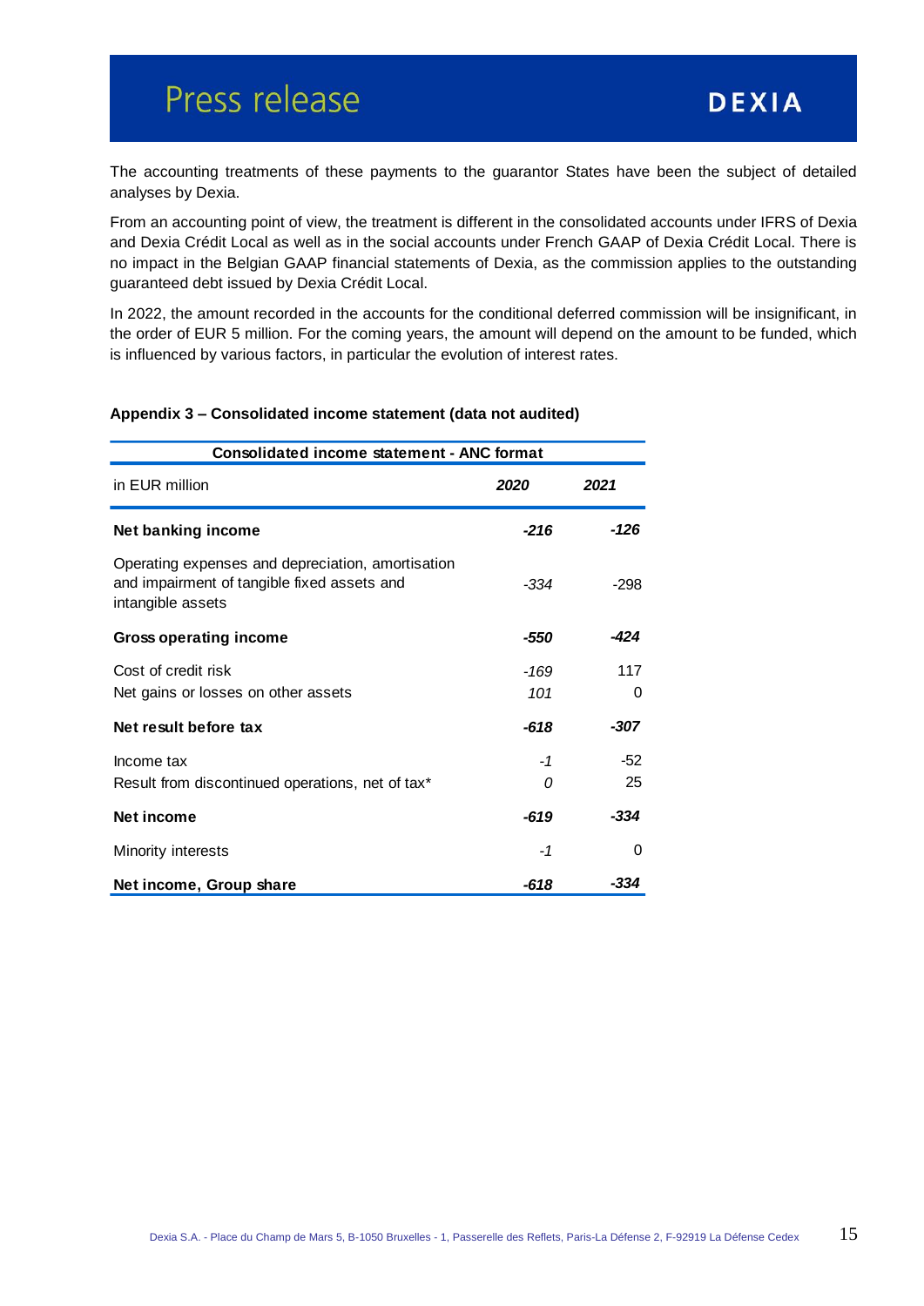The accounting treatments of these payments to the guarantor States have been the subject of detailed analyses by Dexia.

From an accounting point of view, the treatment is different in the consolidated accounts under IFRS of Dexia and Dexia Crédit Local as well as in the social accounts under French GAAP of Dexia Crédit Local. There is no impact in the Belgian GAAP financial statements of Dexia, as the commission applies to the outstanding guaranteed debt issued by Dexia Crédit Local.

In 2022, the amount recorded in the accounts for the conditional deferred commission will be insignificant, in the order of EUR 5 million. For the coming years, the amount will depend on the amount to be funded, which is influenced by various factors, in particular the evolution of interest rates.

**Appendix 3 – Consolidated income statement (data not audited)**

| Consolidated income statement - ANC format | | |
|---|---|---|
| in EUR million | *2020* | *2021* |
| **Net banking income** | ***-216*** | ***-126*** |
| Operating expenses and depreciation, amortisation and impairment of tangible fixed assets and intangible assets | *-334* | -298 |
| **Gross operating income** | ***-550*** | ***-424*** |
| Cost of credit risk | *-169* | 117 |
| Net gains or losses on other assets | *101* | 0 |
| **Net result before tax** | ***-618*** | ***-307*** |
| Income tax | *-1* | -52 |
| Result from discontinued operations, net of tax* | *0* | 25 |
| **Net income** | ***-619*** | ***-334*** |
| Minority interests | *-1* | 0 |
| **Net income, Group share** | ***-618*** | ***-334*** |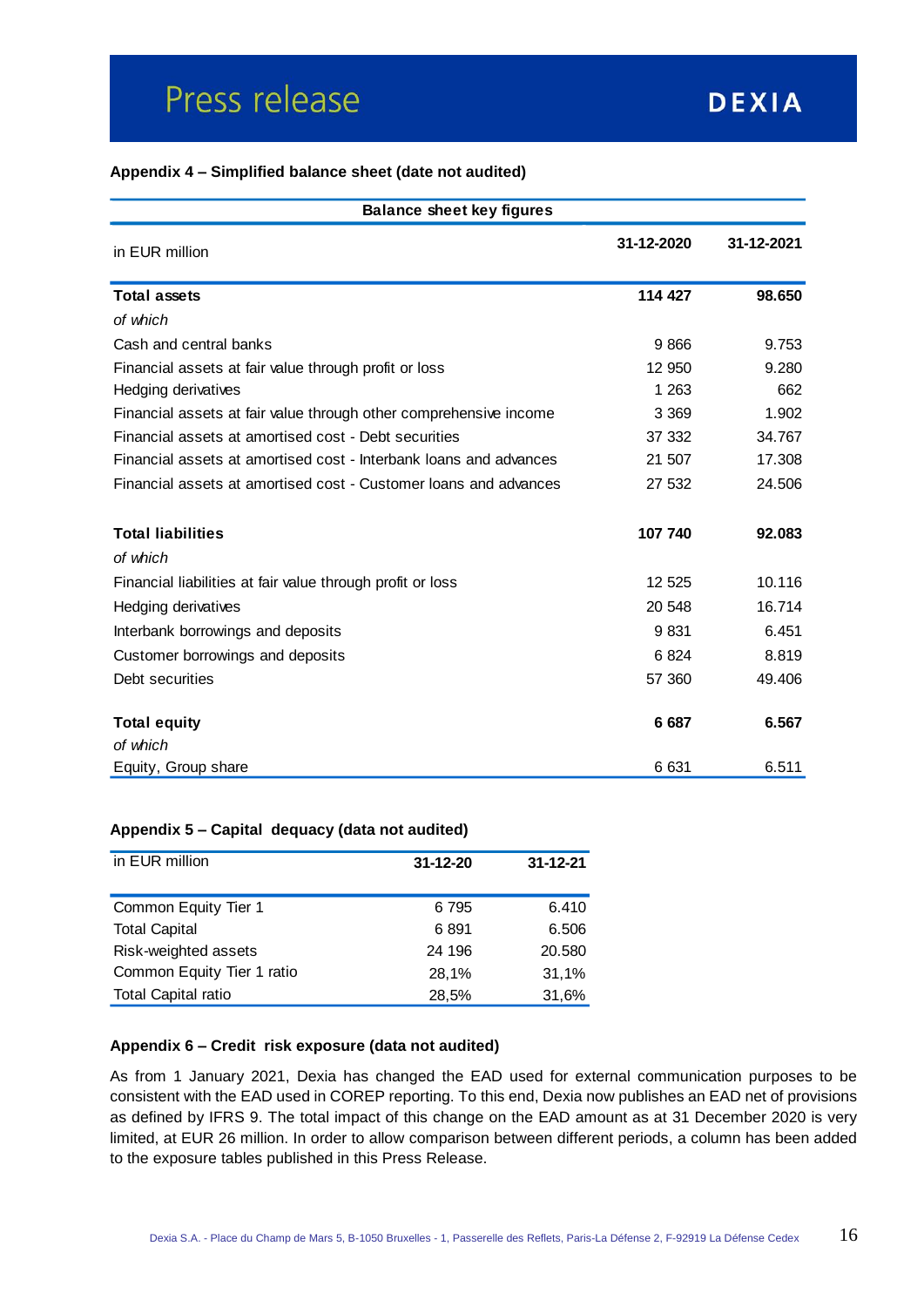**Appendix 4 – Simplified balance sheet (date not audited)**

| Balance sheet key figures | | |
|---|---|---|
| in EUR million | 31-12-2020 | 31-12-2021 |
| **Total assets** | **114 427** | **98.650** |
| *of which* | | |
| Cash and central banks | 9 866 | 9.753 |
| Financial assets at fair value through profit or loss | 12 950 | 9.280 |
| Hedging derivatives | 1 263 | 662 |
| Financial assets at fair value through other comprehensive income | 3 369 | 1.902 |
| Financial assets at amortised cost - Debt securities | 37 332 | 34.767 |
| Financial assets at amortised cost - Interbank loans and advances | 21 507 | 17.308 |
| Financial assets at amortised cost - Customer loans and advances | 27 532 | 24.506 |
| **Total liabilities** | **107 740** | **92.083** |
| *of which* | | |
| Financial liabilities at fair value through profit or loss | 12 525 | 10.116 |
| Hedging derivatives | 20 548 | 16.714 |
| Interbank borrowings and deposits | 9 831 | 6.451 |
| Customer borrowings and deposits | 6 824 | 8.819 |
| Debt securities | 57 360 | 49.406 |
| **Total equity** | **6 687** | **6.567** |
| *of which* | | |
| Equity, Group share | 6 631 | 6.511 |

**Appendix 5 – Capital dequacy (data not audited)**

| in EUR million | 31-12-20 | 31-12-21 |
|---|---|---|
| Common Equity Tier 1 | 6 795 | 6.410 |
| Total Capital | 6 891 | 6.506 |
| Risk-weighted assets | 24 196 | 20.580 |
| Common Equity Tier 1 ratio | 28,1% | 31,1% |
| Total Capital ratio | 28,5% | 31,6% |

**Appendix 6 – Credit risk exposure (data not audited)**

As from 1 January 2021, Dexia has changed the EAD used for external communication purposes to be consistent with the EAD used in COREP reporting. To this end, Dexia now publishes an EAD net of provisions as defined by IFRS 9. The total impact of this change on the EAD amount as at 31 December 2020 is very limited, at EUR 26 million. In order to allow comparison between different periods, a column has been added to the exposure tables published in this Press Release.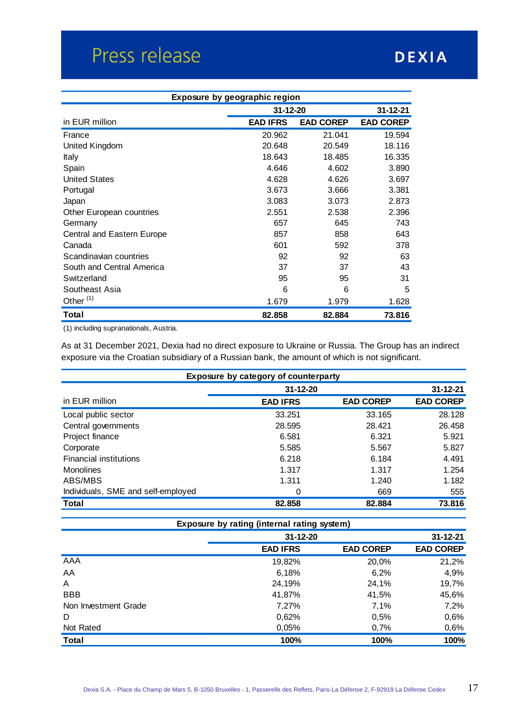| Exposure by geographic region | | | |
|---|---|---|---|
| | 31-12-20 | | 31-12-21 |
| in EUR million | EAD IFRS | EAD COREP | EAD COREP |
| France | 20.962 | 21.041 | 19.594 |
| United Kingdom | 20.648 | 20.549 | 18.116 |
| Italy | 18.643 | 18.485 | 16.335 |
| Spain | 4.646 | 4.602 | 3.890 |
| United States | 4.628 | 4.626 | 3.697 |
| Portugal | 3.673 | 3.666 | 3.381 |
| Japan | 3.083 | 3.073 | 2.873 |
| Other European countries | 2.551 | 2.538 | 2.396 |
| Germany | 657 | 645 | 743 |
| Central and Eastern Europe | 857 | 858 | 643 |
| Canada | 601 | 592 | 378 |
| Scandinavian countries | 92 | 92 | 63 |
| South and Central America | 37 | 37 | 43 |
| Switzerland | 95 | 95 | 31 |
| Southeast Asia | 6 | 6 | 5 |
| Other [(1)] | 1.679 | 1.979 | 1.628 |
| **Total** | **82.858** | **82.884** | **73.816** |

(1) including supranationals, Austria.

As at 31 December 2021, Dexia had no direct exposure to Ukraine or Russia. The Group has an indirect exposure via the Croatian subsidiary of a Russian bank, the amount of which is not significant.

| Exposure by category of counterparty | | | |
|---|---|---|---|
| | 31-12-20 | | 31-12-21 |
| in EUR million | EAD IFRS | EAD COREP | EAD COREP |
| Local public sector | 33.251 | 33.165 | 28.128 |
| Central governments | 28.595 | 28.421 | 26.458 |
| Project finance | 6.581 | 6.321 | 5.921 |
| Corporate | 5.585 | 5.567 | 5.827 |
| Financial institutions | 6.218 | 6.184 | 4.491 |
| Monolines | 1.317 | 1.317 | 1.254 |
| ABS/MBS | 1.311 | 1.240 | 1.182 |
| Individuals, SME and self-employed | 0 | 669 | 555 |
| **Total** | **82.858** | **82.884** | **73.816** |

| Exposure by rating (internal rating system) | | | |
|---|---|---|---|
| | 31-12-20 | | 31-12-21 |
| | EAD IFRS | EAD COREP | EAD COREP |
| AAA | 19,82% | 20,0% | 21,2% |
| AA | 6,18% | 6,2% | 4,9% |
| A | 24,19% | 24,1% | 19,7% |
| BBB | 41,87% | 41,5% | 45,6% |
| Non Investment Grade | 7,27% | 7,1% | 7,2% |
| D | 0,62% | 0,5% | 0,6% |
| Not Rated | 0,05% | 0,7% | 0,6% |
| **Total** | **100%** | **100%** | **100%** |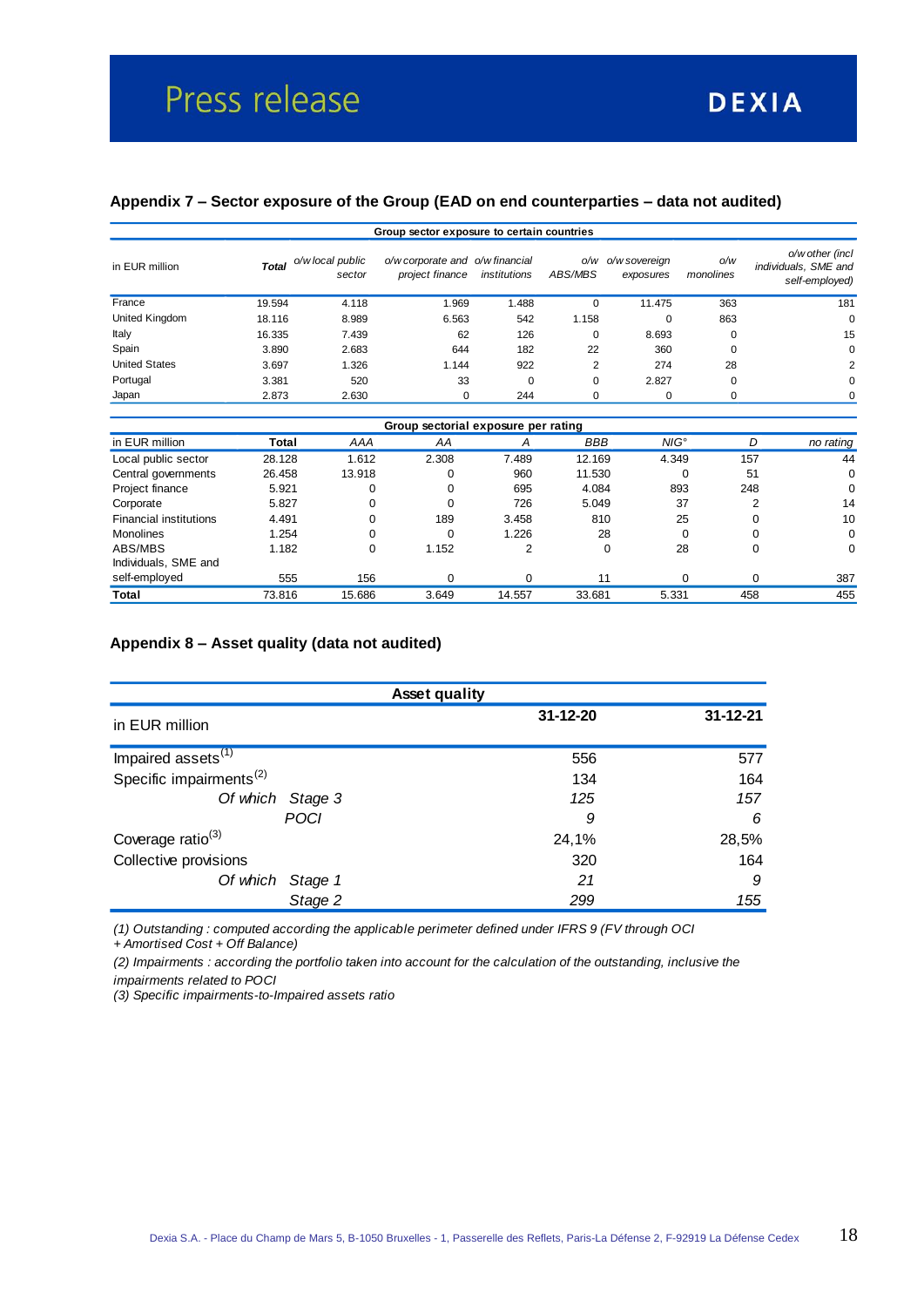## Appendix 7 – Sector exposure of the Group (EAD on end counterparties – data not audited)

| Group sector exposure to certain countries | | | | | | | | |
|---|---|---|---|---|---|---|---|---|
| in EUR million | *Total* | *o/w local public sector* | *o/w corporate and project finance* | *o/w financial institutions* | *o/w ABS/MBS* | *o/w sovereign exposures* | *o/w monolines* | *o/w other (incl individuals, SME and self-employed)* |
| France | 19.594 | 4.118 | 1.969 | 1.488 | 0 | 11.475 | 363 | 181 |
| United Kingdom | 18.116 | 8.989 | 6.563 | 542 | 1.158 | 0 | 863 | 0 |
| Italy | 16.335 | 7.439 | 62 | 126 | 0 | 8.693 | 0 | 15 |
| Spain | 3.890 | 2.683 | 644 | 182 | 22 | 360 | 0 | 0 |
| United States | 3.697 | 1.326 | 1.144 | 922 | 2 | 274 | 28 | 2 |
| Portugal | 3.381 | 520 | 33 | 0 | 0 | 2.827 | 0 | 0 |
| Japan | 2.873 | 2.630 | 0 | 244 | 0 | 0 | 0 | 0 |

| Group sectorial exposure per rating | | | | | | | | |
|---|---|---|---|---|---|---|---|---|
| in EUR million | **Total** | *AAA* | *AA* | *A* | *BBB* | *NIG°* | *D* | *no rating* |
| Local public sector | 28.128 | 1.612 | 2.308 | 7.489 | 12.169 | 4.349 | 157 | 44 |
| Central governments | 26.458 | 13.918 | 0 | 960 | 11.530 | 0 | 51 | 0 |
| Project finance | 5.921 | 0 | 0 | 695 | 4.084 | 893 | 248 | 0 |
| Corporate | 5.827 | 0 | 0 | 726 | 5.049 | 37 | 2 | 14 |
| Financial institutions | 4.491 | 0 | 189 | 3.458 | 810 | 25 | 0 | 10 |
| Monolines | 1.254 | 0 | 0 | 1.226 | 28 | 0 | 0 | 0 |
| ABS/MBS | 1.182 | 0 | 1.152 | 2 | 0 | 28 | 0 | 0 |
| Individuals, SME and self-employed | 555 | 156 | 0 | 0 | 11 | 0 | 0 | 387 |
| **Total** | 73.816 | 15.686 | 3.649 | 14.557 | 33.681 | 5.331 | 458 | 455 |

## Appendix 8 – Asset quality (data not audited)

| Asset quality | | |
|---|---|---|
| in EUR million | **31-12-20** | **31-12-21** |
| Impaired assets(1) | 556 | 577 |
| Specific impairments(2) | 134 | 164 |
| *Of which Stage 3* | *125* | *157* |
| *POCI* | *9* | *6* |
| Coverage ratio(3) | 24,1% | 28,5% |
| Collective provisions | 320 | 164 |
| *Of which Stage 1* | *21* | *9* |
| *Stage 2* | *299* | *155* |

*(1) Outstanding : computed according the applicable perimeter defined under IFRS 9 (FV through OCI + Amortised Cost + Off Balance)*

*(2) Impairments : according the portfolio taken into account for the calculation of the outstanding, inclusive the impairments related to POCI*

*(3) Specific impairments-to-Impaired assets ratio*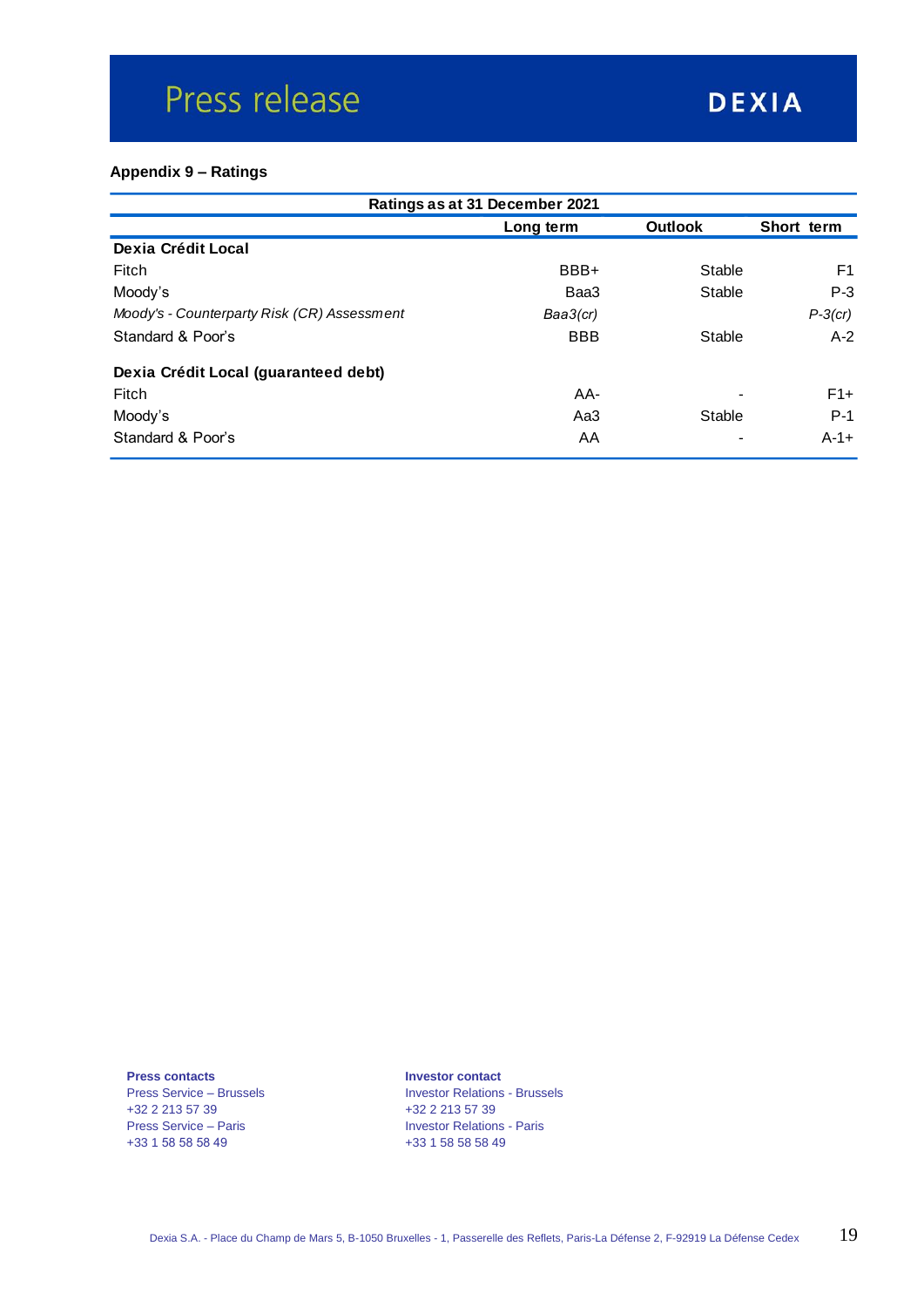Press release

DEXIA

**Appendix 9 – Ratings**

| Ratings as at 31 December 2021 | Long term | Outlook | Short term |
|---|---|---|---|
| **Dexia Crédit Local** | | | |
| Fitch | BBB+ | Stable | F1 |
| Moody's | Baa3 | Stable | P-3 |
| *Moody's - Counterparty Risk (CR) Assessment* | *Baa3(cr)* | | *P-3(cr)* |
| Standard & Poor's | BBB | Stable | A-2 |
| **Dexia Crédit Local (guaranteed debt)** | | | |
| Fitch | AA- | - | F1+ |
| Moody's | Aa3 | Stable | P-1 |
| Standard & Poor's | AA | - | A-1+ |

**Press contacts**
Press Service – Brussels
+32 2 213 57 39
Press Service – Paris
+33 1 58 58 58 49

**Investor contact**
Investor Relations - Brussels
+32 2 213 57 39
Investor Relations - Paris
+33 1 58 58 58 49

Dexia S.A. - Place du Champ de Mars 5, B-1050 Bruxelles - 1, Passerelle des Reflets, Paris-La Défense 2, F-92919 La Défense Cedex